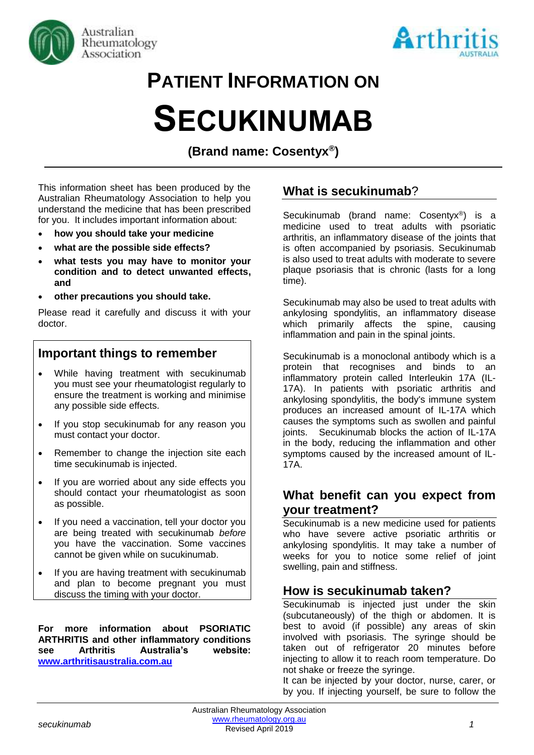# PATIENT INFORMATION ON

# SECUKINUMAB

**(Brand name: Cosentyx®)**

This information sheet has been produced by the Australian Rheumatology Association to help you understand the medicine that has been prescribed for you. It includes important information about:

- **how you should take your medicine**
- **what are the possible side effects?**
- **what tests you may have to monitor your condition and to detect unwanted effects, and**
- **other precautions you should take.**

Please read it carefully and discuss it with your doctor.

## Important things to remember

- While having treatment with secukinumab you must see your rheumatologist regularly to ensure the treatment is working and minimise any possible side effects.
- If you stop secukinumab for any reason you must contact your doctor.
- Remember to change the injection site each time secukinumab is injected.
- If you are worried about any side effects you should contact your rheumatologist as soon as possible.
- If you need a vaccination, tell your doctor you are being treated with secukinumab *before* you have the vaccination. Some vaccines cannot be given while on sucukinumab.
- If you are having treatment with secukinumab and plan to become pregnant you must discuss the timing with your doctor.

**For more information about PSORIATIC ARTHRITIS and other inflammatory conditions see Arthritis Australia's website: [www.arthritisaustralia.com.au](http://www.arthritisaustralia.com.au)**

## What is secukinumab?

Secukinumab (brand name: Cosentyx®) is a medicine used to treat adults with psoriatic arthritis, an inflammatory disease of the joints that is often accompanied by psoriasis. Secukinumab is also used to treat adults with moderate to severe plaque psoriasis that is chronic (lasts for a long time).

Secukinumab may also be used to treat adults with ankylosing spondylitis, an inflammatory disease which primarily affects the spine, causing inflammation and pain in the spinal joints.

Secukinumab is a monoclonal antibody which is a protein that recognises and binds to an inflammatory protein called Interleukin 17A (IL-17A). In patients with psoriatic arthritis and ankylosing spondylitis, the body's immune system produces an increased amount of IL-17A which causes the symptoms such as swollen and painful joints. Secukinumab blocks the action of IL-17A in the body, reducing the inflammation and other symptoms caused by the increased amount of IL-17A.

## What benefit can you expect from your treatment?

Secukinumab is a new medicine used for patients who have severe active psoriatic arthritis or ankylosing spondylitis. It may take a number of weeks for you to notice some relief of joint swelling, pain and stiffness.

## How is secukinumab taken?

Secukinumab is injected just under the skin (subcutaneously) of the thigh or abdomen. It is best to avoid (if possible) any areas of skin involved with psoriasis. The syringe should be taken out of refrigerator 20 minutes before injecting to allow it to reach room temperature. Do not shake or freeze the syringe.

It can be injected by your doctor, nurse, carer, or by you. If injecting yourself, be sure to follow the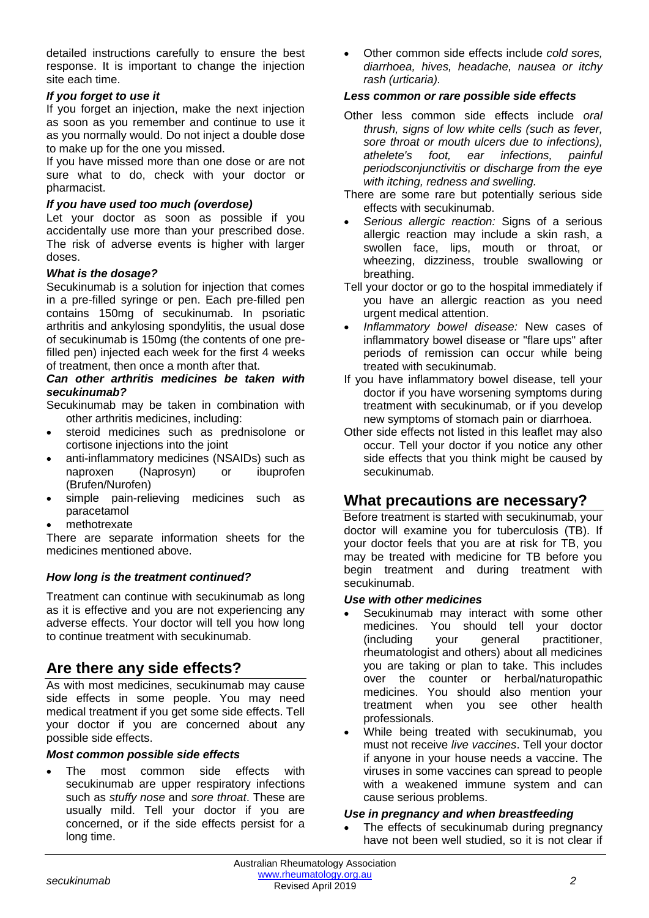detailed instructions carefully to ensure the best response. It is important to change the injection site each time.

***If you forget to use it***

If you forget an injection, make the next injection as soon as you remember and continue to use it as you normally would. Do not inject a double dose to make up for the one you missed.

If you have missed more than one dose or are not sure what to do, check with your doctor or pharmacist.

***If you have used too much (overdose)***

Let your doctor as soon as possible if you accidentally use more than your prescribed dose. The risk of adverse events is higher with larger doses.

***What is the dosage?***

Secukinumab is a solution for injection that comes in a pre-filled syringe or pen. Each pre-filled pen contains 150mg of secukinumab. In psoriatic arthritis and ankylosing spondylitis, the usual dose of secukinumab is 150mg (the contents of one pre-filled pen) injected each week for the first 4 weeks of treatment, then once a month after that.

***Can other arthritis medicines be taken with secukinumab?***

Secukinumab may be taken in combination with other arthritis medicines, including:

- steroid medicines such as prednisolone or cortisone injections into the joint
- anti-inflammatory medicines (NSAIDs) such as naproxen (Naprosyn) or ibuprofen (Brufen/Nurofen)
- simple pain-relieving medicines such as paracetamol
- methotrexate

There are separate information sheets for the medicines mentioned above.

***How long is the treatment continued?***

Treatment can continue with secukinumab as long as it is effective and you are not experiencing any adverse effects. Your doctor will tell you how long to continue treatment with secukinumab.

## Are there any side effects?

As with most medicines, secukinumab may cause side effects in some people. You may need medical treatment if you get some side effects. Tell your doctor if you are concerned about any possible side effects.

***Most common possible side effects***

- The most common side effects with secukinumab are upper respiratory infections such as *stuffy nose* and *sore throat*. These are usually mild. Tell your doctor if you are concerned, or if the side effects persist for a long time.
- Other common side effects include *cold sores, diarrhoea, hives, headache, nausea or itchy rash (urticaria).*

***Less common or rare possible side effects***

Other less common side effects include *oral thrush, signs of low white cells (such as fever, sore throat or mouth ulcers due to infections), athelete's foot, ear infections, painful periodsconjunctivitis or discharge from the eye with itching, redness and swelling.*

There are some rare but potentially serious side effects with secukinumab.

- *Serious allergic reaction:* Signs of a serious allergic reaction may include a skin rash, a swollen face, lips, mouth or throat, or wheezing, dizziness, trouble swallowing or breathing.

Tell your doctor or go to the hospital immediately if you have an allergic reaction as you need urgent medical attention.

- *Inflammatory bowel disease:* New cases of inflammatory bowel disease or "flare ups" after periods of remission can occur while being treated with secukinumab.

If you have inflammatory bowel disease, tell your doctor if you have worsening symptoms during treatment with secukinumab, or if you develop new symptoms of stomach pain or diarrhoea.

Other side effects not listed in this leaflet may also occur. Tell your doctor if you notice any other side effects that you think might be caused by secukinumab.

## What precautions are necessary?

Before treatment is started with secukinumab, your doctor will examine you for tuberculosis (TB). If your doctor feels that you are at risk for TB, you may be treated with medicine for TB before you begin treatment and during treatment with secukinumab.

***Use with other medicines***

- Secukinumab may interact with some other medicines. You should tell your doctor (including your general practitioner, rheumatologist and others) about all medicines you are taking or plan to take. This includes over the counter or herbal/naturopathic medicines. You should also mention your treatment when you see other health professionals.
- While being treated with secukinumab, you must not receive *live vaccines*. Tell your doctor if anyone in your house needs a vaccine. The viruses in some vaccines can spread to people with a weakened immune system and can cause serious problems.

***Use in pregnancy and when breastfeeding***

- The effects of secukinumab during pregnancy have not been well studied, so it is not clear if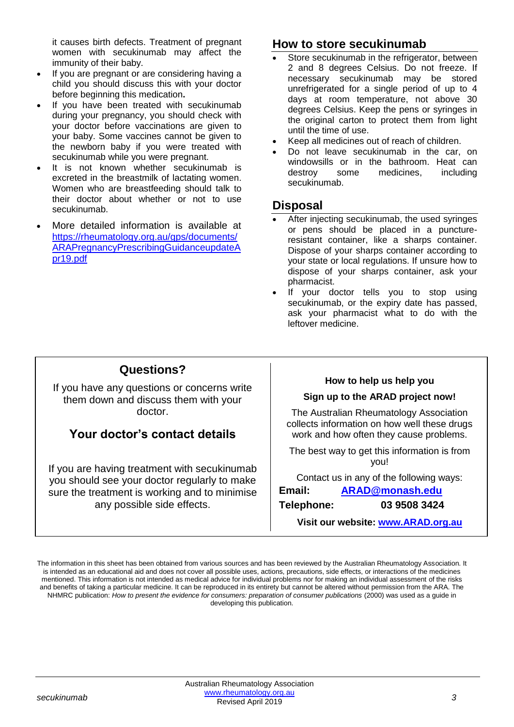it causes birth defects. Treatment of pregnant women with secukinumab may affect the immunity of their baby.

- If you are pregnant or are considering having a child you should discuss this with your doctor before beginning this medication**.**
- If you have been treated with secukinumab during your pregnancy, you should check with your doctor before vaccinations are given to your baby. Some vaccines cannot be given to the newborn baby if you were treated with secukinumab while you were pregnant.
- It is not known whether secukinumab is excreted in the breastmilk of lactating women. Women who are breastfeeding should talk to their doctor about whether or not to use secukinumab.
- More detailed information is available at https://rheumatology.org.au/gps/documents/ARAPregnancyPrescribingGuidanceupdateApr19.pdf

## How to store secukinumab

- Store secukinumab in the refrigerator, between 2 and 8 degrees Celsius. Do not freeze. If necessary secukinumab may be stored unrefrigerated for a single period of up to 4 days at room temperature, not above 30 degrees Celsius. Keep the pens or syringes in the original carton to protect them from light until the time of use.
- Keep all medicines out of reach of children.
- Do not leave secukinumab in the car, on windowsills or in the bathroom. Heat can destroy some medicines, including secukinumab.

## Disposal

- After injecting secukinumab, the used syringes or pens should be placed in a puncture-resistant container, like a sharps container. Dispose of your sharps container according to your state or local regulations. If unsure how to dispose of your sharps container, ask your pharmacist.
- If your doctor tells you to stop using secukinumab, or the expiry date has passed, ask your pharmacist what to do with the leftover medicine.

## Questions?

If you have any questions or concerns write them down and discuss them with your doctor.

## Your doctor's contact details

If you are having treatment with secukinumab you should see your doctor regularly to make sure the treatment is working and to minimise any possible side effects.

**How to help us help you**

**Sign up to the ARAD project now!**

The Australian Rheumatology Association collects information on how well these drugs work and how often they cause problems.

The best way to get this information is from you!

Contact us in any of the following ways:

**Email:** **ARAD@monash.edu**

**Telephone:** **03 9508 3424**

**Visit our website: www.ARAD.org.au**

The information in this sheet has been obtained from various sources and has been reviewed by the Australian Rheumatology Association. It is intended as an educational aid and does not cover all possible uses, actions, precautions, side effects, or interactions of the medicines mentioned. This information is not intended as medical advice for individual problems nor for making an individual assessment of the risks and benefits of taking a particular medicine. It can be reproduced in its entirety but cannot be altered without permission from the ARA. The NHMRC publication: *How to present the evidence for consumers: preparation of consumer publications* (2000) was used as a guide in developing this publication.